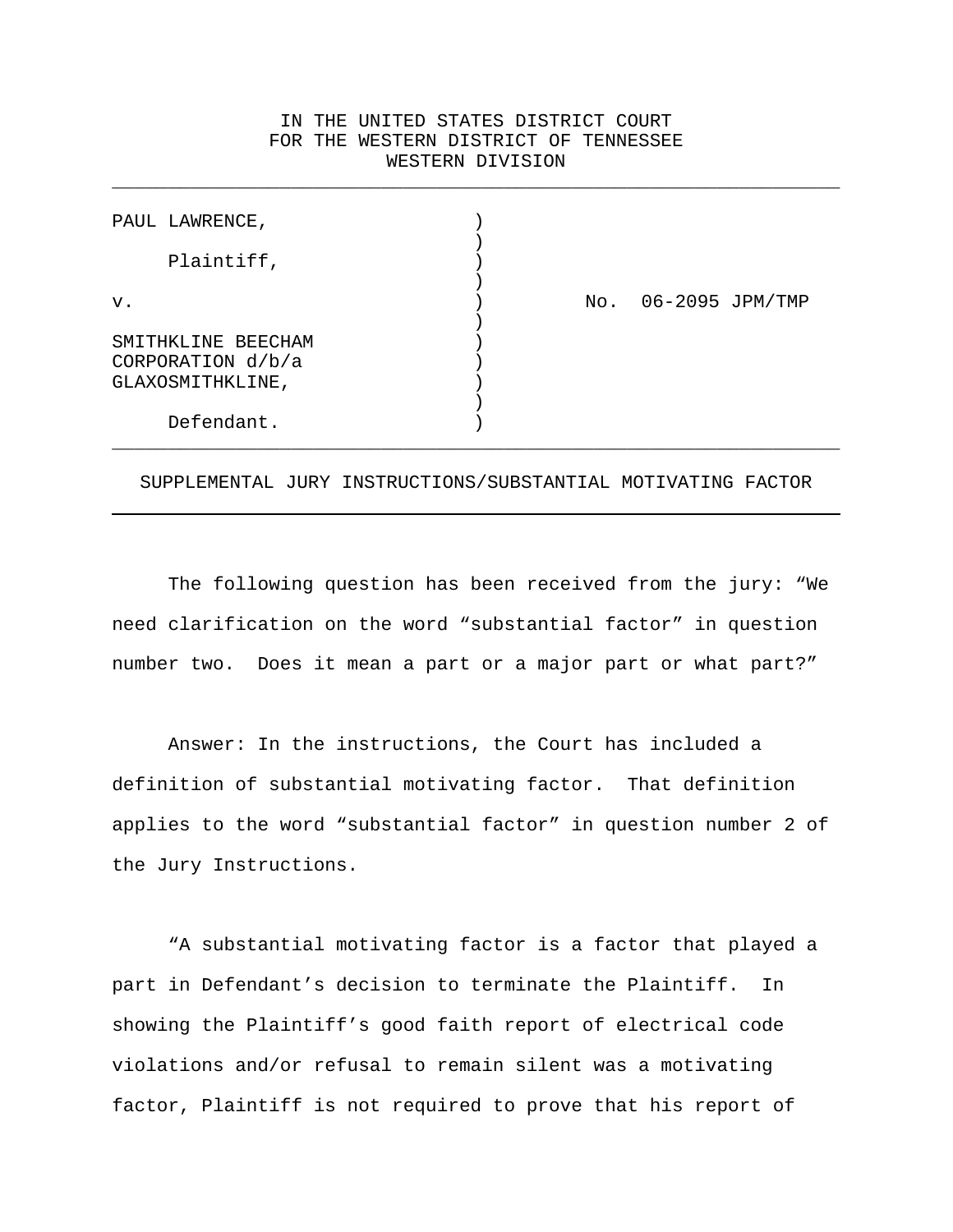IN THE UNITED STATES DISTRICT COURT
FOR THE WESTERN DISTRICT OF TENNESSEE
WESTERN DIVISION

---

| | | |
|---|---|---|
| PAUL LAWRENCE,<br><br>Plaintiff,<br><br>v.<br><br>SMITHKLINE BEECHAM CORPORATION d/b/a GLAXOSMITHKLINE,<br><br>Defendant. | ) | No. 06-2095 JPM/TMP |

---

## SUPPLEMENTAL JURY INSTRUCTIONS/SUBSTANTIAL MOTIVATING FACTOR

---

The following question has been received from the jury: "We need clarification on the word "substantial factor" in question number two. Does it mean a part or a major part or what part?"

Answer: In the instructions, the Court has included a definition of substantial motivating factor. That definition applies to the word "substantial factor" in question number 2 of the Jury Instructions.

"A substantial motivating factor is a factor that played a part in Defendant's decision to terminate the Plaintiff. In showing the Plaintiff's good faith report of electrical code violations and/or refusal to remain silent was a motivating factor, Plaintiff is not required to prove that his report of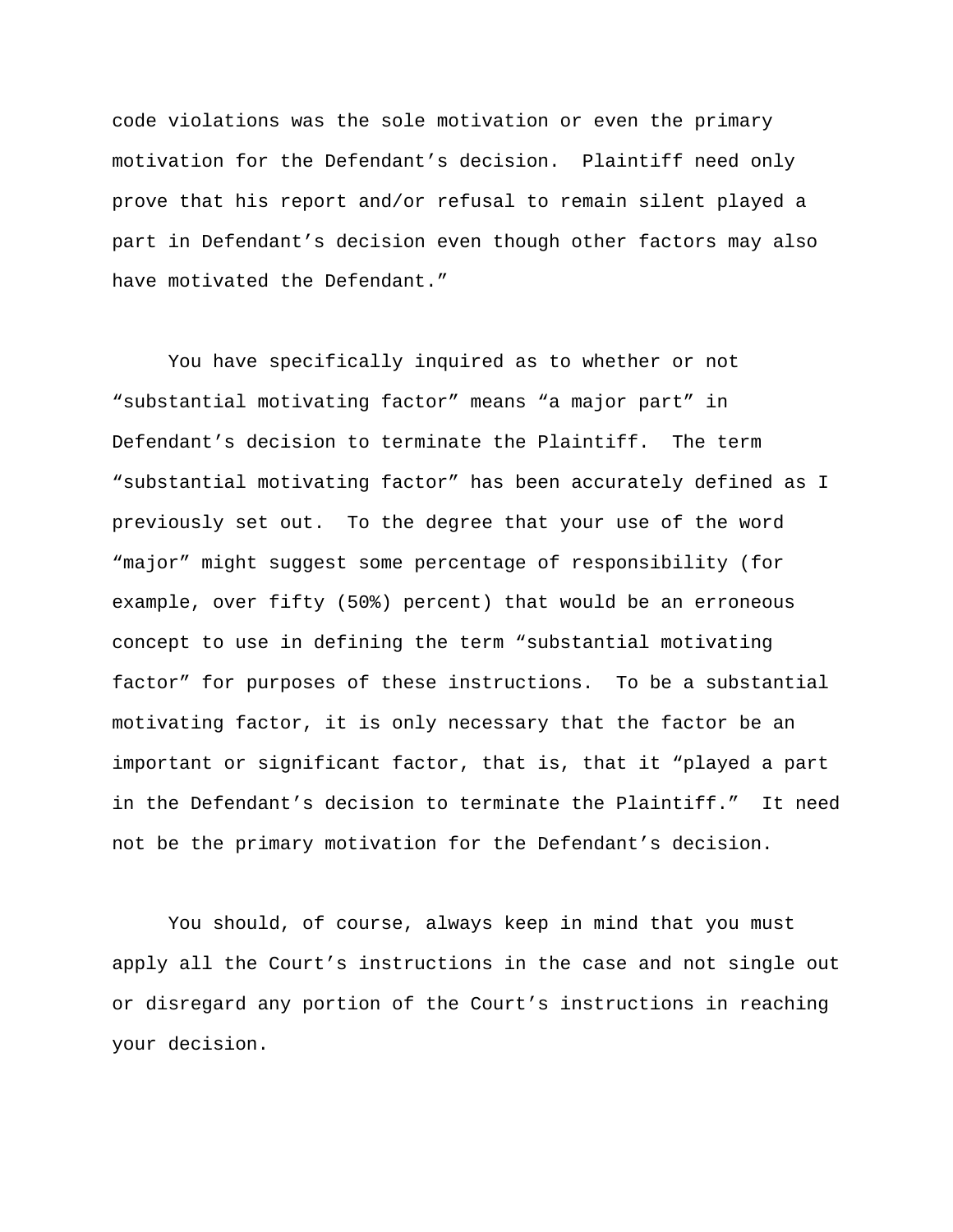code violations was the sole motivation or even the primary motivation for the Defendant's decision. Plaintiff need only prove that his report and/or refusal to remain silent played a part in Defendant's decision even though other factors may also have motivated the Defendant."

You have specifically inquired as to whether or not "substantial motivating factor" means "a major part" in Defendant's decision to terminate the Plaintiff. The term "substantial motivating factor" has been accurately defined as I previously set out. To the degree that your use of the word "major" might suggest some percentage of responsibility (for example, over fifty (50%) percent) that would be an erroneous concept to use in defining the term "substantial motivating factor" for purposes of these instructions. To be a substantial motivating factor, it is only necessary that the factor be an important or significant factor, that is, that it "played a part in the Defendant's decision to terminate the Plaintiff." It need not be the primary motivation for the Defendant's decision.

You should, of course, always keep in mind that you must apply all the Court's instructions in the case and not single out or disregard any portion of the Court's instructions in reaching your decision.